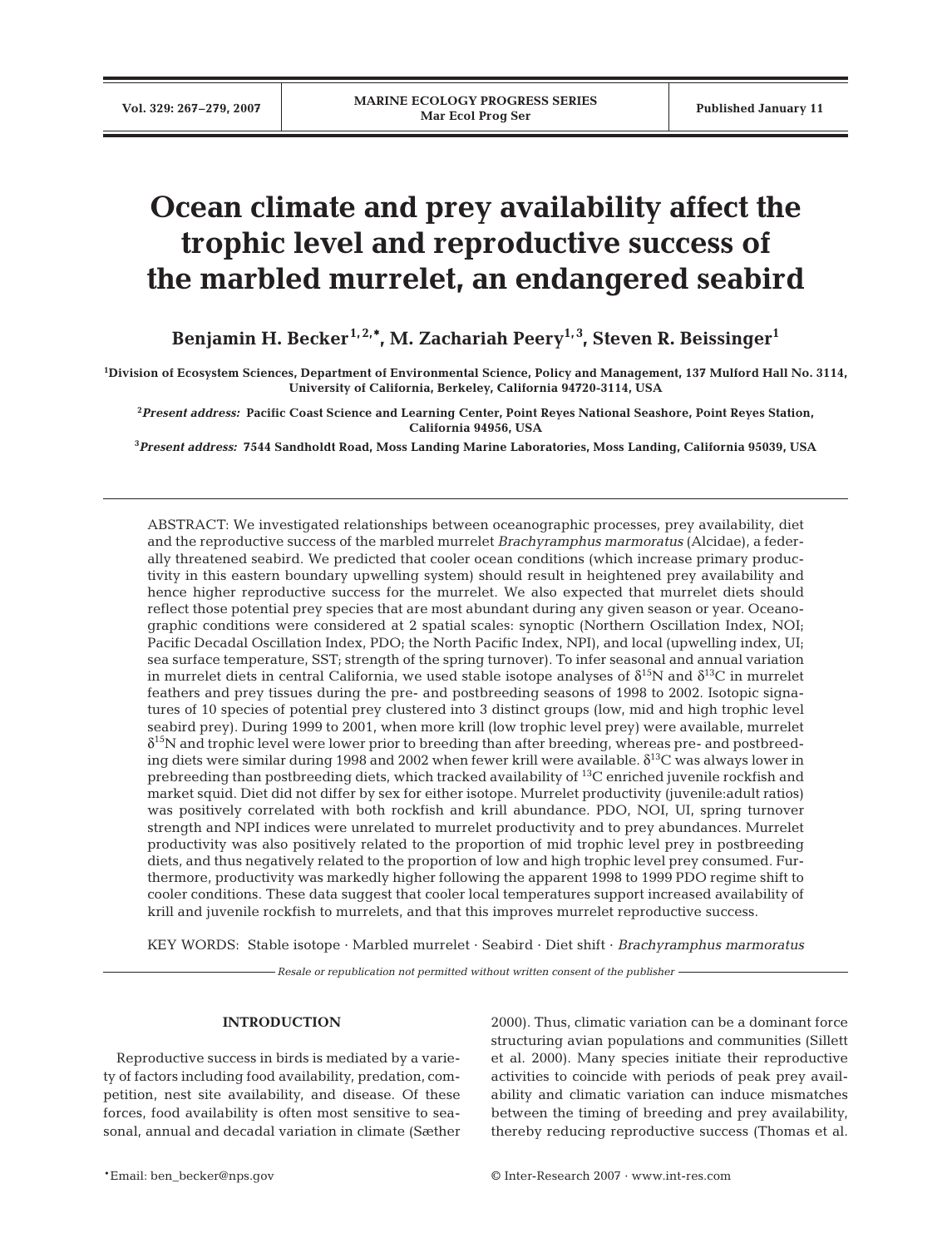# Ocean climate and prey availability affect the trophic level and reproductive success of the marbled murrelet, an endangered seabird

**Benjamin H. Becker[1,2,*], M. Zachariah Peery[1,3], Steven R. Beissinger[1]**

[1]Division of Ecosystem Sciences, Department of Environmental Science, Policy and Management, 137 Mulford Hall No. 3114, University of California, Berkeley, California 94720-3114, USA

[2]*Present address:* Pacific Coast Science and Learning Center, Point Reyes National Seashore, Point Reyes Station, California 94956, USA

[3]*Present address:* 7544 Sandholdt Road, Moss Landing Marine Laboratories, Moss Landing, California 95039, USA

ABSTRACT: We investigated relationships between oceanographic processes, prey availability, diet and the reproductive success of the marbled murrelet *Brachyramphus marmoratus* (Alcidae), a federally threatened seabird. We predicted that cooler ocean conditions (which increase primary productivity in this eastern boundary upwelling system) should result in heightened prey availability and hence higher reproductive success for the murrelet. We also expected that murrelet diets should reflect those potential prey species that are most abundant during any given season or year. Oceanographic conditions were considered at 2 spatial scales: synoptic (Northern Oscillation Index, NOI; Pacific Decadal Oscillation Index, PDO; the North Pacific Index, NPI), and local (upwelling index, UI; sea surface temperature, SST; strength of the spring turnover). To infer seasonal and annual variation in murrelet diets in central California, we used stable isotope analyses of $\delta^{15}N$ and $\delta^{13}C$ in murrelet feathers and prey tissues during the pre- and postbreeding seasons of 1998 to 2002. Isotopic signatures of 10 species of potential prey clustered into 3 distinct groups (low, mid and high trophic level seabird prey). During 1999 to 2001, when more krill (low trophic level prey) were available, murrelet $\delta^{15}N$ and trophic level were lower prior to breeding than after breeding, whereas pre- and postbreeding diets were similar during 1998 and 2002 when fewer krill were available. $\delta^{13}C$ was always lower in prebreeding than postbreeding diets, which tracked availability of $^{13}C$ enriched juvenile rockfish and market squid. Diet did not differ by sex for either isotope. Murrelet productivity (juvenile:adult ratios) was positively correlated with both rockfish and krill abundance. PDO, NOI, UI, spring turnover strength and NPI indices were unrelated to murrelet productivity and to prey abundances. Murrelet productivity was also positively related to the proportion of mid trophic level prey in postbreeding diets, and thus negatively related to the proportion of low and high trophic level prey consumed. Furthermore, productivity was markedly higher following the apparent 1998 to 1999 PDO regime shift to cooler conditions. These data suggest that cooler local temperatures support increased availability of krill and juvenile rockfish to murrelets, and that this improves murrelet reproductive success.

KEY WORDS: Stable isotope · Marbled murrelet · Seabird · Diet shift · *Brachyramphus marmoratus*

*Resale or republication not permitted without written consent of the publisher*

## INTRODUCTION

Reproductive success in birds is mediated by a variety of factors including food availability, predation, competition, nest site availability, and disease. Of these forces, food availability is often most sensitive to seasonal, annual and decadal variation in climate (Sæther 2000). Thus, climatic variation can be a dominant force structuring avian populations and communities (Sillett et al. 2000). Many species initiate their reproductive activities to coincide with periods of peak prey availability and climatic variation can induce mismatches between the timing of breeding and prey availability, thereby reducing reproductive success (Thomas et al.

*Email: ben_becker@nps.gov

© Inter-Research 2007 · www.int-res.com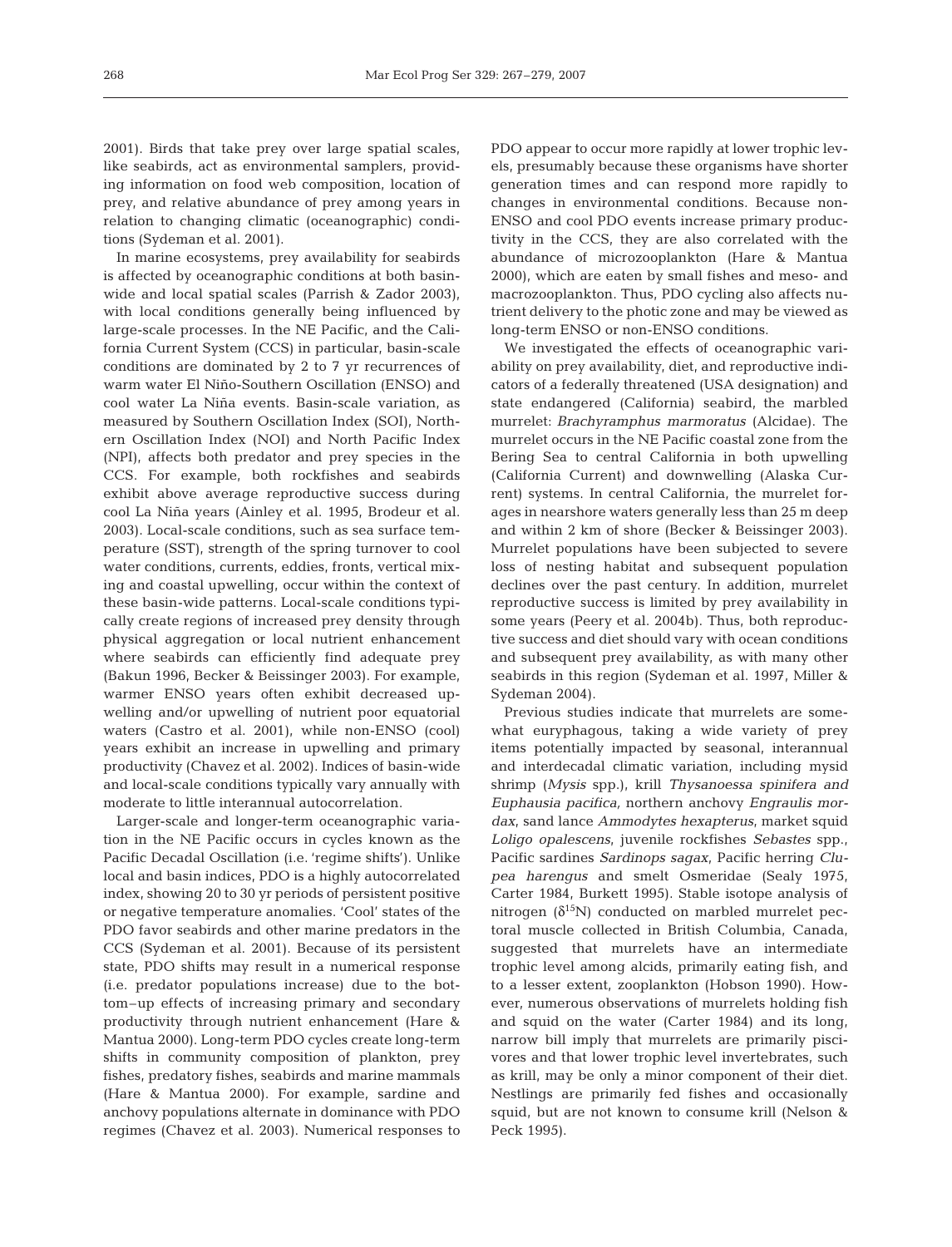2001). Birds that take prey over large spatial scales, like seabirds, act as environmental samplers, providing information on food web composition, location of prey, and relative abundance of prey among years in relation to changing climatic (oceanographic) conditions (Sydeman et al. 2001).

In marine ecosystems, prey availability for seabirds is affected by oceanographic conditions at both basin-wide and local spatial scales (Parrish & Zador 2003), with local conditions generally being influenced by large-scale processes. In the NE Pacific, and the California Current System (CCS) in particular, basin-scale conditions are dominated by 2 to 7 yr recurrences of warm water El Niño-Southern Oscillation (ENSO) and cool water La Niña events. Basin-scale variation, as measured by Southern Oscillation Index (SOI), Northern Oscillation Index (NOI) and North Pacific Index (NPI), affects both predator and prey species in the CCS. For example, both rockfishes and seabirds exhibit above average reproductive success during cool La Niña years (Ainley et al. 1995, Brodeur et al. 2003). Local-scale conditions, such as sea surface temperature (SST), strength of the spring turnover to cool water conditions, currents, eddies, fronts, vertical mixing and coastal upwelling, occur within the context of these basin-wide patterns. Local-scale conditions typically create regions of increased prey density through physical aggregation or local nutrient enhancement where seabirds can efficiently find adequate prey (Bakun 1996, Becker & Beissinger 2003). For example, warmer ENSO years often exhibit decreased upwelling and/or upwelling of nutrient poor equatorial waters (Castro et al. 2001), while non-ENSO (cool) years exhibit an increase in upwelling and primary productivity (Chavez et al. 2002). Indices of basin-wide and local-scale conditions typically vary annually with moderate to little interannual autocorrelation.

Larger-scale and longer-term oceanographic variation in the NE Pacific occurs in cycles known as the Pacific Decadal Oscillation (i.e. 'regime shifts'). Unlike local and basin indices, PDO is a highly autocorrelated index, showing 20 to 30 yr periods of persistent positive or negative temperature anomalies. 'Cool' states of the PDO favor seabirds and other marine predators in the CCS (Sydeman et al. 2001). Because of its persistent state, PDO shifts may result in a numerical response (i.e. predator populations increase) due to the bottom–up effects of increasing primary and secondary productivity through nutrient enhancement (Hare & Mantua 2000). Long-term PDO cycles create long-term shifts in community composition of plankton, prey fishes, predatory fishes, seabirds and marine mammals (Hare & Mantua 2000). For example, sardine and anchovy populations alternate in dominance with PDO regimes (Chavez et al. 2003). Numerical responses to PDO appear to occur more rapidly at lower trophic levels, presumably because these organisms have shorter generation times and can respond more rapidly to changes in environmental conditions. Because non-ENSO and cool PDO events increase primary productivity in the CCS, they are also correlated with the abundance of microzooplankton (Hare & Mantua 2000), which are eaten by small fishes and meso- and macrozooplankton. Thus, PDO cycling also affects nutrient delivery to the photic zone and may be viewed as long-term ENSO or non-ENSO conditions.

We investigated the effects of oceanographic variability on prey availability, diet, and reproductive indicators of a federally threatened (USA designation) and state endangered (California) seabird, the marbled murrelet: *Brachyramphus marmoratus* (Alcidae). The murrelet occurs in the NE Pacific coastal zone from the Bering Sea to central California in both upwelling (California Current) and downwelling (Alaska Current) systems. In central California, the murrelet forages in nearshore waters generally less than 25 m deep and within 2 km of shore (Becker & Beissinger 2003). Murrelet populations have been subjected to severe loss of nesting habitat and subsequent population declines over the past century. In addition, murrelet reproductive success is limited by prey availability in some years (Peery et al. 2004b). Thus, both reproductive success and diet should vary with ocean conditions and subsequent prey availability, as with many other seabirds in this region (Sydeman et al. 1997, Miller & Sydeman 2004).

Previous studies indicate that murrelets are somewhat euryphagous, taking a wide variety of prey items potentially impacted by seasonal, interannual and interdecadal climatic variation, including mysid shrimp (*Mysis* spp.), krill *Thysanoessa spinifera and Euphausia pacifica*, northern anchovy *Engraulis mordax*, sand lance *Ammodytes hexapterus*, market squid *Loligo opalescens*, juvenile rockfishes *Sebastes* spp., Pacific sardines *Sardinops sagax*, Pacific herring *Clupea harengus* and smelt Osmeridae (Sealy 1975, Carter 1984, Burkett 1995). Stable isotope analysis of nitrogen ($\delta^{15}$N) conducted on marbled murrelet pectoral muscle collected in British Columbia, Canada, suggested that murrelets have an intermediate trophic level among alcids, primarily eating fish, and to a lesser extent, zooplankton (Hobson 1990). However, numerous observations of murrelets holding fish and squid on the water (Carter 1984) and its long, narrow bill imply that murrelets are primarily piscivores and that lower trophic level invertebrates, such as krill, may be only a minor component of their diet. Nestlings are primarily fed fishes and occasionally squid, but are not known to consume krill (Nelson & Peck 1995).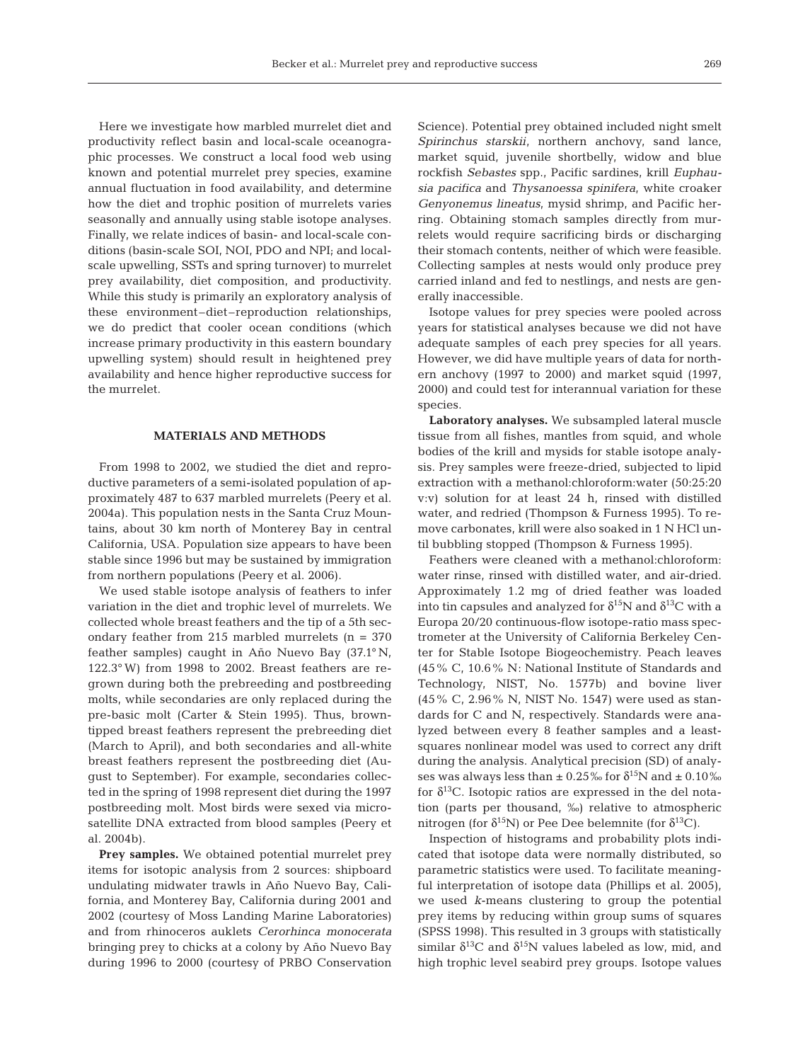Here we investigate how marbled murrelet diet and productivity reflect basin and local-scale oceanographic processes. We construct a local food web using known and potential murrelet prey species, examine annual fluctuation in food availability, and determine how the diet and trophic position of murrelets varies seasonally and annually using stable isotope analyses. Finally, we relate indices of basin- and local-scale conditions (basin-scale SOI, NOI, PDO and NPI; and local-scale upwelling, SSTs and spring turnover) to murrelet prey availability, diet composition, and productivity. While this study is primarily an exploratory analysis of these environment–diet–reproduction relationships, we do predict that cooler ocean conditions (which increase primary productivity in this eastern boundary upwelling system) should result in heightened prey availability and hence higher reproductive success for the murrelet.

## MATERIALS AND METHODS

From 1998 to 2002, we studied the diet and reproductive parameters of a semi-isolated population of approximately 487 to 637 marbled murrelets (Peery et al. 2004a). This population nests in the Santa Cruz Mountains, about 30 km north of Monterey Bay in central California, USA. Population size appears to have been stable since 1996 but may be sustained by immigration from northern populations (Peery et al. 2006).

We used stable isotope analysis of feathers to infer variation in the diet and trophic level of murrelets. We collected whole breast feathers and the tip of a 5th secondary feather from 215 marbled murrelets (n = 370 feather samples) caught in Año Nuevo Bay (37.1° N, 122.3° W) from 1998 to 2002. Breast feathers are regrown during both the prebreeding and postbreeding molts, while secondaries are only replaced during the pre-basic molt (Carter & Stein 1995). Thus, brown-tipped breast feathers represent the prebreeding diet (March to April), and both secondaries and all-white breast feathers represent the postbreeding diet (August to September). For example, secondaries collected in the spring of 1998 represent diet during the 1997 postbreeding molt. Most birds were sexed via microsatellite DNA extracted from blood samples (Peery et al. 2004b).

**Prey samples.** We obtained potential murrelet prey items for isotopic analysis from 2 sources: shipboard undulating midwater trawls in Año Nuevo Bay, California, and Monterey Bay, California during 2001 and 2002 (courtesy of Moss Landing Marine Laboratories) and from rhinoceros auklets *Cerorhinca monocerata* bringing prey to chicks at a colony by Año Nuevo Bay during 1996 to 2000 (courtesy of PRBO Conservation Science). Potential prey obtained included night smelt *Spirinchus starskii*, northern anchovy, sand lance, market squid, juvenile shortbelly, widow and blue rockfish *Sebastes* spp., Pacific sardines, krill *Euphausia pacifica* and *Thysanoessa spinifera*, white croaker *Genyonemus lineatus*, mysid shrimp, and Pacific herring. Obtaining stomach samples directly from murrelets would require sacrificing birds or discharging their stomach contents, neither of which were feasible. Collecting samples at nests would only produce prey carried inland and fed to nestlings, and nests are generally inaccessible.

Isotope values for prey species were pooled across years for statistical analyses because we did not have adequate samples of each prey species for all years. However, we did have multiple years of data for northern anchovy (1997 to 2000) and market squid (1997, 2000) and could test for interannual variation for these species.

**Laboratory analyses.** We subsampled lateral muscle tissue from all fishes, mantles from squid, and whole bodies of the krill and mysids for stable isotope analysis. Prey samples were freeze-dried, subjected to lipid extraction with a methanol:chloroform:water (50:25:20 v:v) solution for at least 24 h, rinsed with distilled water, and redried (Thompson & Furness 1995). To remove carbonates, krill were also soaked in 1 N HCl until bubbling stopped (Thompson & Furness 1995).

Feathers were cleaned with a methanol:chloroform:water rinse, rinsed with distilled water, and air-dried. Approximately 1.2 mg of dried feather was loaded into tin capsules and analyzed for $\delta^{15}N$ and $\delta^{13}C$ with a Europa 20/20 continuous-flow isotope-ratio mass spectrometer at the University of California Berkeley Center for Stable Isotope Biogeochemistry. Peach leaves (45% C, 10.6% N: National Institute of Standards and Technology, NIST, No. 1577b) and bovine liver (45% C, 2.96% N, NIST No. 1547) were used as standards for C and N, respectively. Standards were analyzed between every 8 feather samples and a least-squares nonlinear model was used to correct any drift during the analysis. Analytical precision (SD) of analyses was always less than ± 0.25‰ for $\delta^{15}N$ and ± 0.10‰ for $\delta^{13}C$. Isotopic ratios are expressed in the del notation (parts per thousand, ‰) relative to atmospheric nitrogen (for $\delta^{15}N$) or Pee Dee belemnite (for $\delta^{13}C$).

Inspection of histograms and probability plots indicated that isotope data were normally distributed, so parametric statistics were used. To facilitate meaningful interpretation of isotope data (Phillips et al. 2005), we used *k*-means clustering to group the potential prey items by reducing within group sums of squares (SPSS 1998). This resulted in 3 groups with statistically similar $\delta^{13}C$ and $\delta^{15}N$ values labeled as low, mid, and high trophic level seabird prey groups. Isotope values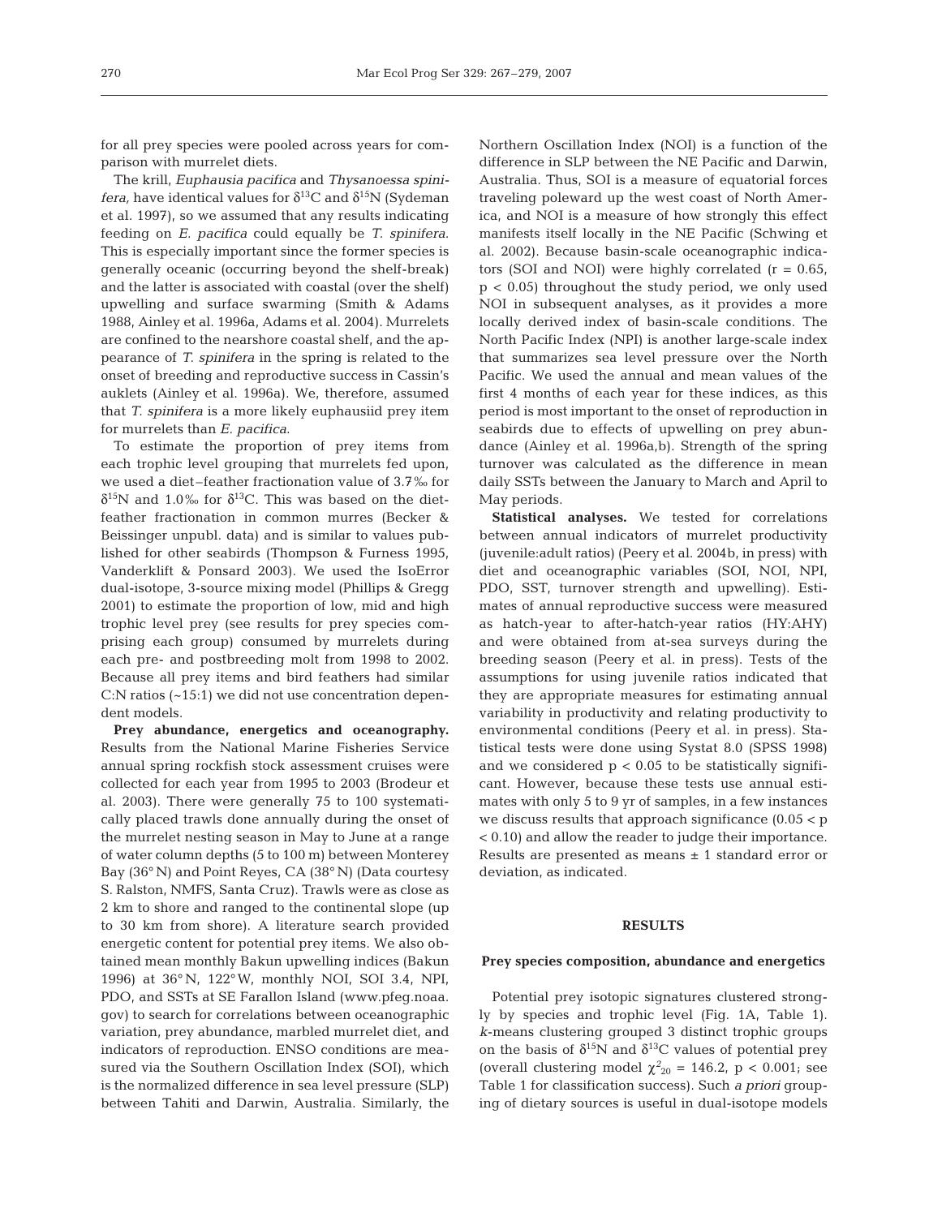for all prey species were pooled across years for comparison with murrelet diets.

The krill, *Euphausia pacifica* and *Thysanoessa spinifera,* have identical values for $\delta^{13}C$ and $\delta^{15}N$ (Sydeman et al. 1997), so we assumed that any results indicating feeding on *E. pacifica* could equally be *T. spinifera.* This is especially important since the former species is generally oceanic (occurring beyond the shelf-break) and the latter is associated with coastal (over the shelf) upwelling and surface swarming (Smith & Adams 1988, Ainley et al. 1996a, Adams et al. 2004). Murrelets are confined to the nearshore coastal shelf, and the appearance of *T. spinifera* in the spring is related to the onset of breeding and reproductive success in Cassin's auklets (Ainley et al. 1996a). We, therefore, assumed that *T. spinifera* is a more likely euphausiid prey item for murrelets than *E. pacifica.*

To estimate the proportion of prey items from each trophic level grouping that murrelets fed upon, we used a diet–feather fractionation value of 3.7‰ for $\delta^{15}N$ and 1.0‰ for $\delta^{13}C$. This was based on the diet-feather fractionation in common murres (Becker & Beissinger unpubl. data) and is similar to values published for other seabirds (Thompson & Furness 1995, Vanderklift & Ponsard 2003). We used the IsoError dual-isotope, 3-source mixing model (Phillips & Gregg 2001) to estimate the proportion of low, mid and high trophic level prey (see results for prey species comprising each group) consumed by murrelets during each pre- and postbreeding molt from 1998 to 2002. Because all prey items and bird feathers had similar C:N ratios (~15:1) we did not use concentration dependent models.

**Prey abundance, energetics and oceanography.** Results from the National Marine Fisheries Service annual spring rockfish stock assessment cruises were collected for each year from 1995 to 2003 (Brodeur et al. 2003). There were generally 75 to 100 systematically placed trawls done annually during the onset of the murrelet nesting season in May to June at a range of water column depths (5 to 100 m) between Monterey Bay (36° N) and Point Reyes, CA (38° N) (Data courtesy S. Ralston, NMFS, Santa Cruz). Trawls were as close as 2 km to shore and ranged to the continental slope (up to 30 km from shore). A literature search provided energetic content for potential prey items. We also obtained mean monthly Bakun upwelling indices (Bakun 1996) at 36° N, 122° W, monthly NOI, SOI 3.4, NPI, PDO, and SSTs at SE Farallon Island (www.pfeg.noaa.gov) to search for correlations between oceanographic variation, prey abundance, marbled murrelet diet, and indicators of reproduction. ENSO conditions are measured via the Southern Oscillation Index (SOI), which is the normalized difference in sea level pressure (SLP) between Tahiti and Darwin, Australia. Similarly, the Northern Oscillation Index (NOI) is a function of the difference in SLP between the NE Pacific and Darwin, Australia. Thus, SOI is a measure of equatorial forces traveling poleward up the west coast of North America, and NOI is a measure of how strongly this effect manifests itself locally in the NE Pacific (Schwing et al. 2002). Because basin-scale oceanographic indicators (SOI and NOI) were highly correlated ($r = 0.65$, $p < 0.05$) throughout the study period, we only used NOI in subsequent analyses, as it provides a more locally derived index of basin-scale conditions. The North Pacific Index (NPI) is another large-scale index that summarizes sea level pressure over the North Pacific. We used the annual and mean values of the first 4 months of each year for these indices, as this period is most important to the onset of reproduction in seabirds due to effects of upwelling on prey abundance (Ainley et al. 1996a,b). Strength of the spring turnover was calculated as the difference in mean daily SSTs between the January to March and April to May periods.

**Statistical analyses.** We tested for correlations between annual indicators of murrelet productivity (juvenile:adult ratios) (Peery et al. 2004b, in press) with diet and oceanographic variables (SOI, NOI, NPI, PDO, SST, turnover strength and upwelling). Estimates of annual reproductive success were measured as hatch-year to after-hatch-year ratios (HY:AHY) and were obtained from at-sea surveys during the breeding season (Peery et al. in press). Tests of the assumptions for using juvenile ratios indicated that they are appropriate measures for estimating annual variability in productivity and relating productivity to environmental conditions (Peery et al. in press). Statistical tests were done using Systat 8.0 (SPSS 1998) and we considered $p < 0.05$ to be statistically significant. However, because these tests use annual estimates with only 5 to 9 yr of samples, in a few instances we discuss results that approach significance ($0.05 < p < 0.10$) and allow the reader to judge their importance. Results are presented as means ± 1 standard error or deviation, as indicated.

## RESULTS

### Prey species composition, abundance and energetics

Potential prey isotopic signatures clustered strongly by species and trophic level (Fig. 1A, Table 1). *k*-means clustering grouped 3 distinct trophic groups on the basis of $\delta^{15}N$ and $\delta^{13}C$ values of potential prey (overall clustering model $\chi^2_{20} = 146.2$, $p < 0.001$; see Table 1 for classification success). Such *a priori* grouping of dietary sources is useful in dual-isotope models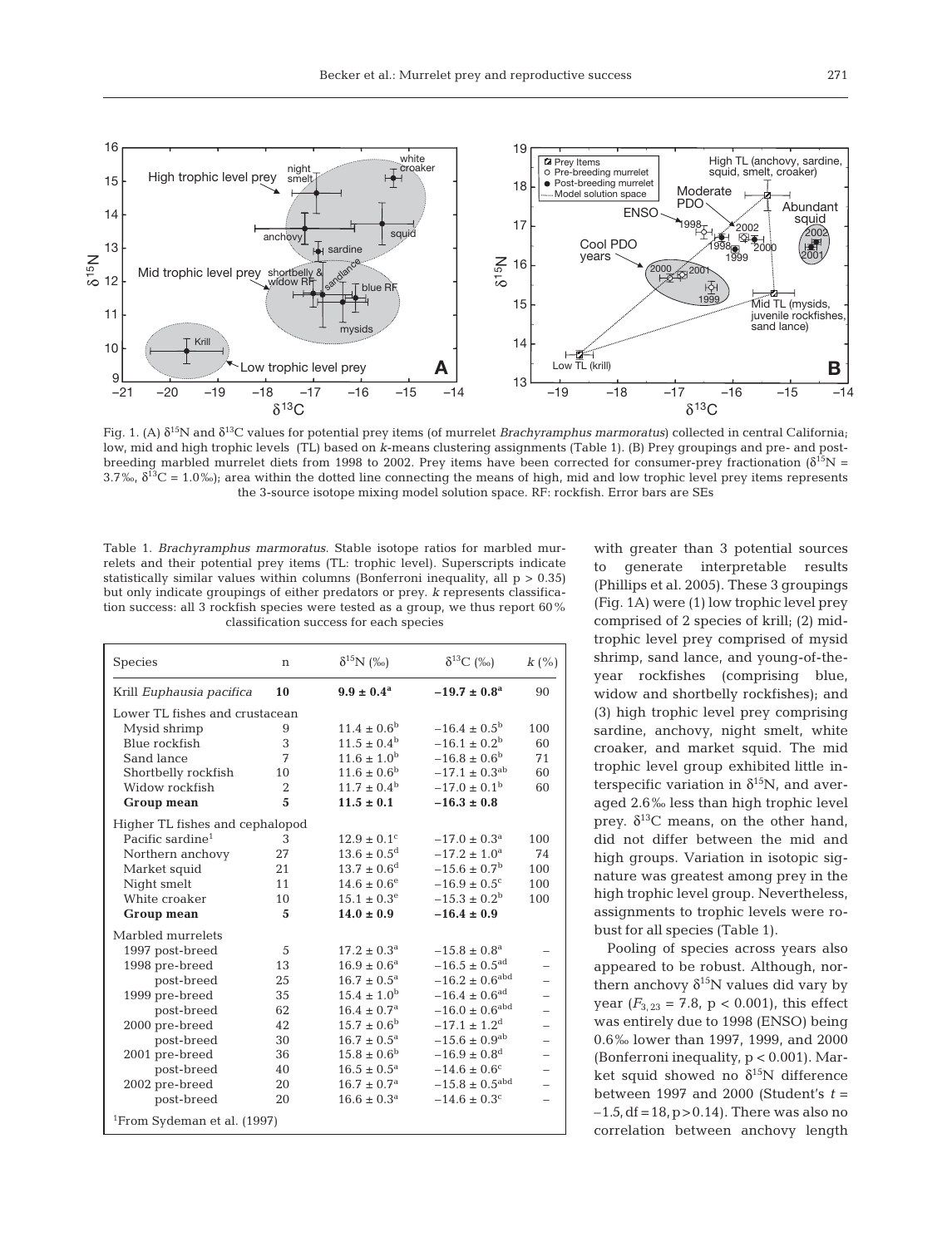Fig. 1. (A) $\delta^{15}N$ and $\delta^{13}C$ values for potential prey items (of murrelet *Brachyramphus marmoratus*) collected in central California; low, mid and high trophic levels (TL) based on *k*-means clustering assignments (Table 1). (B) Prey groupings and pre- and post-breeding marbled murrelet diets from 1998 to 2002. Prey items have been corrected for consumer-prey fractionation ($\delta^{15}N$ = 3.7‰, $\delta^{13}C$ = 1.0‰); area within the dotted line connecting the means of high, mid and low trophic level prey items represents the 3-source isotope mixing model solution space. RF: rockfish. Error bars are SEs

Table 1. *Brachyramphus marmoratus*. Stable isotope ratios for marbled murrelets and their potential prey items (TL: trophic level). Superscripts indicate statistically similar values within columns (Bonferroni inequality, all p > 0.35) but only indicate groupings of either predators or prey. *k* represents classification success: all 3 rockfish species were tested as a group, we thus report 60% classification success for each species

| Species | n | $\delta^{15}N$ (‰) | $\delta^{13}C$ (‰) | *k* (%) |
|---|---|---|---|---|
| Krill *Euphausia pacifica* | **10** | **$9.9 \pm 0.4^{a}$** | **$-19.7 \pm 0.8^{a}$** | 90 |
| Lower TL fishes and crustacean | | | | |
| Mysid shrimp | 9 | $11.4 \pm 0.6^{b}$ | $-16.4 \pm 0.5^{b}$ | 100 |
| Blue rockfish | 3 | $11.5 \pm 0.4^{b}$ | $-16.1 \pm 0.2^{b}$ | 60 |
| Sand lance | 7 | $11.6 \pm 1.0^{b}$ | $-16.8 \pm 0.6^{b}$ | 71 |
| Shortbelly rockfish | 10 | $11.6 \pm 0.6^{b}$ | $-17.1 \pm 0.3^{ab}$ | 60 |
| Widow rockfish | 2 | $11.7 \pm 0.4^{b}$ | $-17.0 \pm 0.1^{b}$ | 60 |
| **Group mean** | **5** | **$11.5 \pm 0.1$** | **$-16.3 \pm 0.8$** | |
| Higher TL fishes and cephalopod | | | | |
| Pacific sardine[1] | 3 | $12.9 \pm 0.1^{c}$ | $-17.0 \pm 0.3^{a}$ | 100 |
| Northern anchovy | 27 | $13.6 \pm 0.5^{d}$ | $-17.2 \pm 1.0^{a}$ | 74 |
| Market squid | 21 | $13.7 \pm 0.6^{d}$ | $-15.6 \pm 0.7^{b}$ | 100 |
| Night smelt | 11 | $14.6 \pm 0.6^{e}$ | $-16.9 \pm 0.5^{c}$ | 100 |
| White croaker | 10 | $15.1 \pm 0.3^{e}$ | $-15.3 \pm 0.2^{b}$ | 100 |
| **Group mean** | **5** | **$14.0 \pm 0.9$** | **$-16.4 \pm 0.9$** | |
| Marbled murrelets | | | | |
| 1997 post-breed | 5 | $17.2 \pm 0.3^{a}$ | $-15.8 \pm 0.8^{a}$ | – |
| 1998 pre-breed | 13 | $16.9 \pm 0.6^{a}$ | $-16.5 \pm 0.5^{ad}$ | – |
| post-breed | 25 | $16.7 \pm 0.5^{a}$ | $-16.2 \pm 0.6^{abd}$ | – |
| 1999 pre-breed | 35 | $15.4 \pm 1.0^{b}$ | $-16.4 \pm 0.6^{ad}$ | – |
| post-breed | 62 | $16.4 \pm 0.7^{a}$ | $-16.0 \pm 0.6^{abd}$ | – |
| 2000 pre-breed | 42 | $15.7 \pm 0.6^{b}$ | $-17.1 \pm 1.2^{d}$ | – |
| post-breed | 30 | $16.7 \pm 0.5^{a}$ | $-15.6 \pm 0.9^{ab}$ | – |
| 2001 pre-breed | 36 | $15.8 \pm 0.6^{b}$ | $-16.9 \pm 0.8^{d}$ | – |
| post-breed | 40 | $16.5 \pm 0.5^{a}$ | $-14.6 \pm 0.6^{c}$ | – |
| 2002 pre-breed | 20 | $16.7 \pm 0.7^{a}$ | $-15.8 \pm 0.5^{abd}$ | – |
| post-breed | 20 | $16.6 \pm 0.3^{a}$ | $-14.6 \pm 0.3^{c}$ | – |

[1]From Sydeman et al. (1997)

with greater than 3 potential sources to generate interpretable results (Phillips et al. 2005). These 3 groupings (Fig. 1A) were (1) low trophic level prey comprised of 2 species of krill; (2) mid-trophic level prey comprised of mysid shrimp, sand lance, and young-of-the-year rockfishes (comprising blue, widow and shortbelly rockfishes); and (3) high trophic level prey comprising sardine, anchovy, night smelt, white croaker, and market squid. The mid trophic level group exhibited little interspecific variation in $\delta^{15}N$, and averaged 2.6‰ less than high trophic level prey. $\delta^{13}C$ means, on the other hand, did not differ between the mid and high groups. Variation in isotopic signature was greatest among prey in the high trophic level group. Nevertheless, assignments to trophic levels were robust for all species (Table 1).

Pooling of species across years also appeared to be robust. Although, northern anchovy $\delta^{15}N$ values did vary by year ($F_{3,23}$ = 7.8, p < 0.001), this effect was entirely due to 1998 (ENSO) being 0.6‰ lower than 1997, 1999, and 2000 (Bonferroni inequality, p < 0.001). Market squid showed no $\delta^{15}N$ difference between 1997 and 2000 (Student's $t$ = $-1.5$, df = 18, p > 0.14). There was also no correlation between anchovy length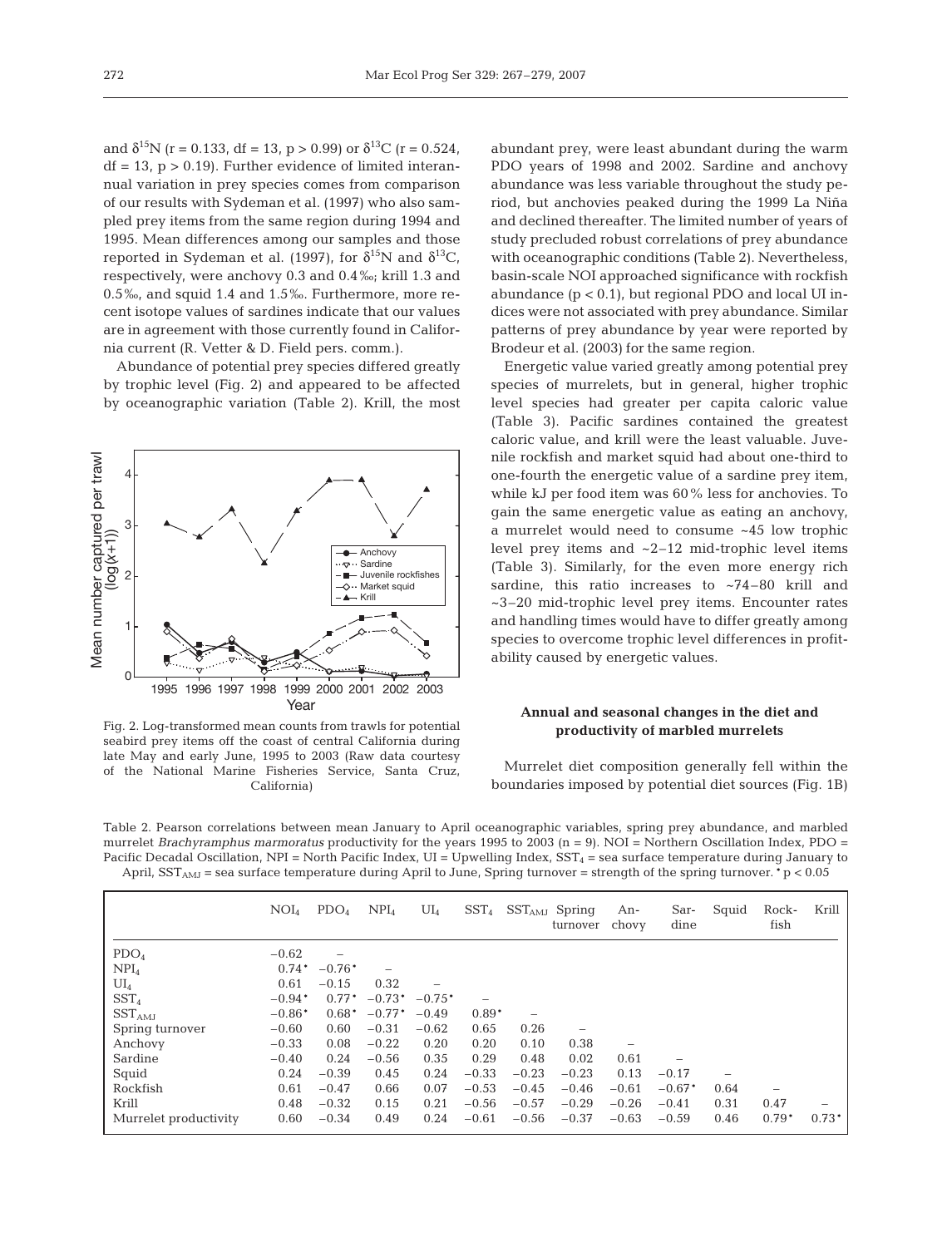and $\delta^{15}N$ (r = 0.133, df = 13, p > 0.99) or $\delta^{13}C$ (r = 0.524, df = 13, p > 0.19). Further evidence of limited interannual variation in prey species comes from comparison of our results with Sydeman et al. (1997) who also sampled prey items from the same region during 1994 and 1995. Mean differences among our samples and those reported in Sydeman et al. (1997), for $\delta^{15}N$ and $\delta^{13}C$, respectively, were anchovy 0.3 and 0.4‰; krill 1.3 and 0.5‰, and squid 1.4 and 1.5‰. Furthermore, more recent isotope values of sardines indicate that our values are in agreement with those currently found in California current (R. Vetter & D. Field pers. comm.).

Abundance of potential prey species differed greatly by trophic level (Fig. 2) and appeared to be affected by oceanographic variation (Table 2). Krill, the most abundant prey, were least abundant during the warm PDO years of 1998 and 2002. Sardine and anchovy abundance was less variable throughout the study period, but anchovies peaked during the 1999 La Niña and declined thereafter. The limited number of years of study precluded robust correlations of prey abundance with oceanographic conditions (Table 2). Nevertheless, basin-scale NOI approached significance with rockfish abundance (p < 0.1), but regional PDO and local UI indices were not associated with prey abundance. Similar patterns of prey abundance by year were reported by Brodeur et al. (2003) for the same region.

Fig. 2. Log-transformed mean counts from trawls for potential seabird prey items off the coast of central California during late May and early June, 1995 to 2003 (Raw data courtesy of the National Marine Fisheries Service, Santa Cruz, California)

Energetic value varied greatly among potential prey species of murrelets, but in general, higher trophic level species had greater per capita caloric value (Table 3). Pacific sardines contained the greatest caloric value, and krill were the least valuable. Juvenile rockfish and market squid had about one-third to one-fourth the energetic value of a sardine prey item, while kJ per food item was 60% less for anchovies. To gain the same energetic value as eating an anchovy, a murrelet would need to consume ~45 low trophic level prey items and ~2–12 mid-trophic level items (Table 3). Similarly, for the even more energy rich sardine, this ratio increases to ~74–80 krill and ~3–20 mid-trophic level prey items. Encounter rates and handling times would have to differ greatly among species to overcome trophic level differences in profitability caused by energetic values.

### Annual and seasonal changes in the diet and productivity of marbled murrelets

Murrelet diet composition generally fell within the boundaries imposed by potential diet sources (Fig. 1B)

Table 2. Pearson correlations between mean January to April oceanographic variables, spring prey abundance, and marbled murrelet *Brachyramphus marmoratus* productivity for the years 1995 to 2003 (n = 9). NOI = Northern Oscillation Index, PDO = Pacific Decadal Oscillation, NPI = North Pacific Index, UI = Upwelling Index, $SST_4$ = sea surface temperature during January to April, $SST_{AMJ}$ = sea surface temperature during April to June, Spring turnover = strength of the spring turnover. * p < 0.05

| | $NOI_4$ | $PDO_4$ | $NPI_4$ | $UI_4$ | $SST_4$ | $SST_{AMJ}$ | Spring turnover | Anchovy | Sardine | Squid | Rockfish | Krill |
|---|---|---|---|---|---|---|---|---|---|---|---|---|
| $PDO_4$ | −0.62 | – | | | | | | | | | | |
| $NPI_4$ | 0.74* | −0.76* | – | | | | | | | | | |
| $UI_4$ | 0.61 | −0.15 | 0.32 | – | | | | | | | | |
| $SST_4$ | −0.94* | 0.77* | −0.73* | −0.75* | – | | | | | | | |
| $SST_{AMJ}$ | −0.86* | 0.68* | −0.77* | −0.49 | 0.89* | – | | | | | | |
| Spring turnover | −0.60 | 0.60 | −0.31 | −0.62 | 0.65 | 0.26 | – | | | | | |
| Anchovy | −0.33 | 0.08 | −0.22 | 0.20 | 0.20 | 0.10 | 0.38 | – | | | | |
| Sardine | −0.40 | 0.24 | −0.56 | 0.35 | 0.29 | 0.48 | 0.02 | 0.61 | – | | | |
| Squid | 0.24 | −0.39 | 0.45 | 0.24 | −0.33 | −0.23 | −0.23 | 0.13 | −0.17 | – | | |
| Rockfish | 0.61 | −0.47 | 0.66 | 0.07 | −0.53 | −0.45 | −0.46 | −0.61 | −0.67* | 0.64 | – | |
| Krill | 0.48 | −0.32 | 0.15 | 0.21 | −0.56 | −0.57 | −0.29 | −0.26 | −0.41 | 0.31 | 0.47 | – |
| Murrelet productivity | 0.60 | −0.34 | 0.49 | 0.24 | −0.61 | −0.56 | −0.37 | −0.63 | −0.59 | 0.46 | 0.79* | 0.73* |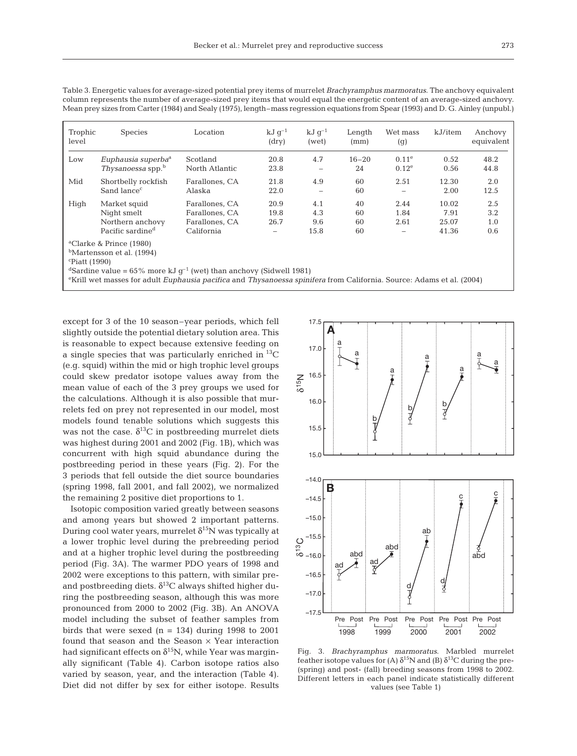Table 3. Energetic values for average-sized potential prey items of murrelet *Brachyramphus marmoratus*. The anchovy equivalent column represents the number of average-sized prey items that would equal the energetic content of an average-sized anchovy. Mean prey sizes from Carter (1984) and Sealy (1975), length–mass regression equations from Spear (1993) and D. G. Ainley (unpubl.)

| Trophic level | Species | Location | kJ $g^{-1}$ (dry) | kJ $g^{-1}$ (wet) | Length (mm) | Wet mass (g) | kJ/item | Anchovy equivalent |
|---|---|---|---|---|---|---|---|---|
| Low | *Euphausia superba*[a] | Scotland | 20.8 | 4.7 | 16–20 | 0.11[e] | 0.52 | 48.2 |
| | *Thysanoessa* spp.[b] | North Atlantic | 23.8 | – | 24 | 0.12[e] | 0.56 | 44.8 |
| Mid | Shortbelly rockfish | Farallones, CA | 21.8 | 4.9 | 60 | 2.51 | 12.30 | 2.0 |
| | Sand lance[c] | Alaska | 22.0 | – | 60 | – | 2.00 | 12.5 |
| High | Market squid | Farallones, CA | 20.9 | 4.1 | 40 | 2.44 | 10.02 | 2.5 |
| | Night smelt | Farallones, CA | 19.8 | 4.3 | 60 | 1.84 | 7.91 | 3.2 |
| | Northern anchovy | Farallones, CA | 26.7 | 9.6 | 60 | 2.61 | 25.07 | 1.0 |
| | Pacific sardine[d] | California | – | 15.8 | 60 | – | 41.36 | 0.6 |

[a]Clarke & Prince (1980)
[b]Martensson et al. (1994)
[c]Piatt (1990)
[d]Sardine value = 65% more kJ $g^{-1}$ (wet) than anchovy (Sidwell 1981)
[e]Krill wet masses for adult *Euphausia pacifica* and *Thysanoessa spinifera* from California. Source: Adams et al. (2004)

except for 3 of the 10 season–year periods, which fell slightly outside the potential dietary solution area. This is reasonable to expect because extensive feeding on a single species that was particularly enriched in $^{13}C$ (e.g. squid) within the mid or high trophic level groups could skew predator isotope values away from the mean value of each of the 3 prey groups we used for the calculations. Although it is also possible that murrelets fed on prey not represented in our model, most models found tenable solutions which suggests this was not the case. $\delta^{13}C$ in postbreeding murrelet diets was highest during 2001 and 2002 (Fig. 1B), which was concurrent with high squid abundance during the postbreeding period in these years (Fig. 2). For the 3 periods that fell outside the diet source boundaries (spring 1998, fall 2001, and fall 2002), we normalized the remaining 2 positive diet proportions to 1.

Isotopic composition varied greatly between seasons and among years but showed 2 important patterns. During cool water years, murrelet $\delta^{15}N$ was typically at a lower trophic level during the prebreeding period and at a higher trophic level during the postbreeding period (Fig. 3A). The warmer PDO years of 1998 and 2002 were exceptions to this pattern, with similar pre- and postbreeding diets. $\delta^{13}C$ always shifted higher during the postbreeding season, although this was more pronounced from 2000 to 2002 (Fig. 3B). An ANOVA model including the subset of feather samples from birds that were sexed (n = 134) during 1998 to 2001 found that season and the Season × Year interaction had significant effects on $\delta^{15}N$, while Year was marginally significant (Table 4). Carbon isotope ratios also varied by season, year, and the interaction (Table 4). Diet did not differ by sex for either isotope. Results

Fig. 3. *Brachyramphus marmoratus*. Marbled murrelet feather isotope values for (A) $\delta^{15}N$ and (B) $\delta^{13}C$ during the pre- (spring) and post- (fall) breeding seasons from 1998 to 2002. Different letters in each panel indicate statistically different values (see Table 1)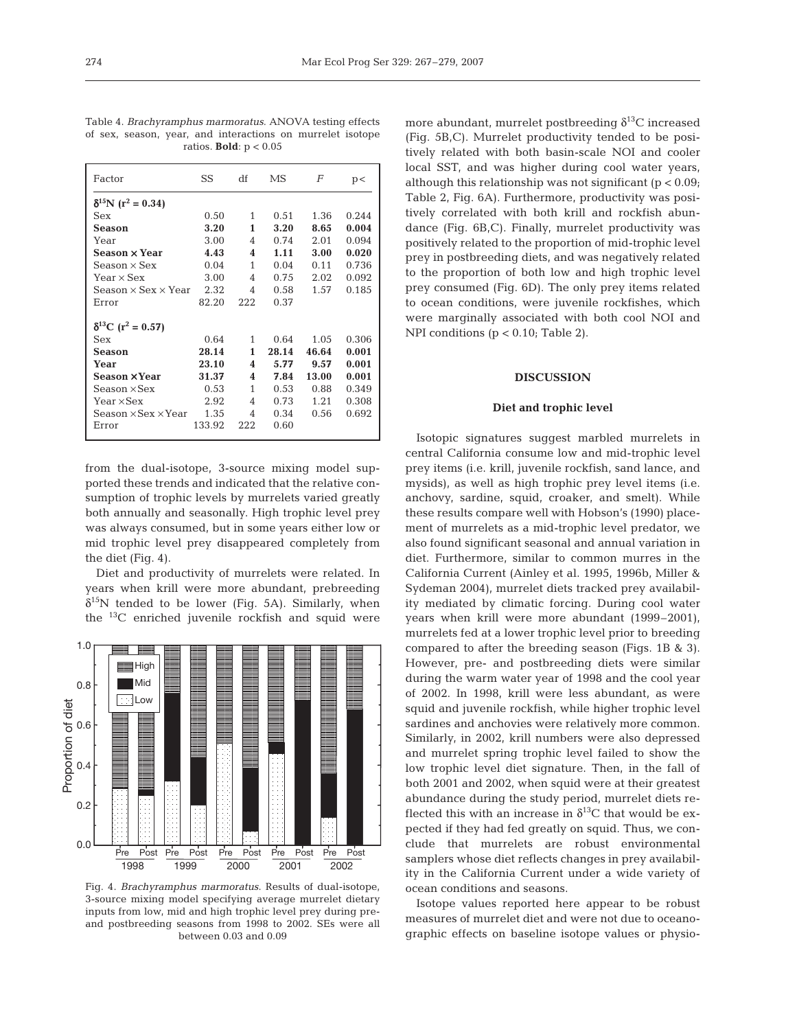Table 4. *Brachyramphus marmoratus*. ANOVA testing effects of sex, season, year, and interactions on murrelet isotope ratios. **Bold**: $p < 0.05$

| Factor | SS | df | MS | $F$ | p< |
|---|---|---|---|---|---|
| $\delta^{15}N$ ($r^2 = 0.34$) | | | | | |
| Sex | 0.50 | 1 | 0.51 | 1.36 | 0.244 |
| **Season** | **3.20** | **1** | **3.20** | **8.65** | **0.004** |
| Year | 3.00 | 4 | 0.74 | 2.01 | 0.094 |
| **Season × Year** | **4.43** | **4** | **1.11** | **3.00** | **0.020** |
| Season × Sex | 0.04 | 1 | 0.04 | 0.11 | 0.736 |
| Year × Sex | 3.00 | 4 | 0.75 | 2.02 | 0.092 |
| Season × Sex × Year | 2.32 | 4 | 0.58 | 1.57 | 0.185 |
| Error | 82.20 | 222 | 0.37 | | |
| $\delta^{13}C$ ($r^2 = 0.57$) | | | | | |
| Sex | 0.64 | 1 | 0.64 | 1.05 | 0.306 |
| **Season** | **28.14** | **1** | **28.14** | **46.64** | **0.001** |
| **Year** | **23.10** | **4** | **5.77** | **9.57** | **0.001** |
| **Season × Year** | **31.37** | **4** | **7.84** | **13.00** | **0.001** |
| Season × Sex | 0.53 | 1 | 0.53 | 0.88 | 0.349 |
| Year × Sex | 2.92 | 4 | 0.73 | 1.21 | 0.308 |
| Season × Sex × Year | 1.35 | 4 | 0.34 | 0.56 | 0.692 |
| Error | 133.92 | 222 | 0.60 | | |

from the dual-isotope, 3-source mixing model supported these trends and indicated that the relative consumption of trophic levels by murrelets varied greatly both annually and seasonally. High trophic level prey was always consumed, but in some years either low or mid trophic level prey disappeared completely from the diet (Fig. 4).

Diet and productivity of murrelets were related. In years when krill were more abundant, prebreeding $\delta^{15}N$ tended to be lower (Fig. 5A). Similarly, when the $^{13}C$ enriched juvenile rockfish and squid were more abundant, murrelet postbreeding $\delta^{13}C$ increased (Fig. 5B,C). Murrelet productivity tended to be positively related with both basin-scale NOI and cooler local SST, and was higher during cool water years, although this relationship was not significant ($p < 0.09$; Table 2, Fig. 6A). Furthermore, productivity was positively correlated with both krill and rockfish abundance (Fig. 6B,C). Finally, murrelet productivity was positively related to the proportion of mid-trophic level prey in postbreeding diets, and was negatively related to the proportion of both low and high trophic level prey consumed (Fig. 6D). The only prey items related to ocean conditions, were juvenile rockfishes, which were marginally associated with both cool NOI and NPI conditions ($p < 0.10$; Table 2).

Fig. 4. *Brachyramphus marmoratus*. Results of dual-isotope, 3-source mixing model specifying average murrelet dietary inputs from low, mid and high trophic level prey during pre- and postbreeding seasons from 1998 to 2002. SEs were all between 0.03 and 0.09

## DISCUSSION

### Diet and trophic level

Isotopic signatures suggest marbled murrelets in central California consume low and mid-trophic level prey items (i.e. krill, juvenile rockfish, sand lance, and mysids), as well as high trophic prey level items (i.e. anchovy, sardine, squid, croaker, and smelt). While these results compare well with Hobson's (1990) placement of murrelets as a mid-trophic level predator, we also found significant seasonal and annual variation in diet. Furthermore, similar to common murres in the California Current (Ainley et al. 1995, 1996b, Miller & Sydeman 2004), murrelet diets tracked prey availability mediated by climatic forcing. During cool water years when krill were more abundant (1999–2001), murrelets fed at a lower trophic level prior to breeding compared to after the breeding season (Figs. 1B & 3). However, pre- and postbreeding diets were similar during the warm water year of 1998 and the cool year of 2002. In 1998, krill were less abundant, as were squid and juvenile rockfish, while higher trophic level sardines and anchovies were relatively more common. Similarly, in 2002, krill numbers were also depressed and murrelet spring trophic level failed to show the low trophic level diet signature. Then, in the fall of both 2001 and 2002, when squid were at their greatest abundance during the study period, murrelet diets reflected this with an increase in $\delta^{13}C$ that would be expected if they had fed greatly on squid. Thus, we conclude that murrelets are robust environmental samplers whose diet reflects changes in prey availability in the California Current under a wide variety of ocean conditions and seasons.

Isotope values reported here appear to be robust measures of murrelet diet and were not due to oceanographic effects on baseline isotope values or physio-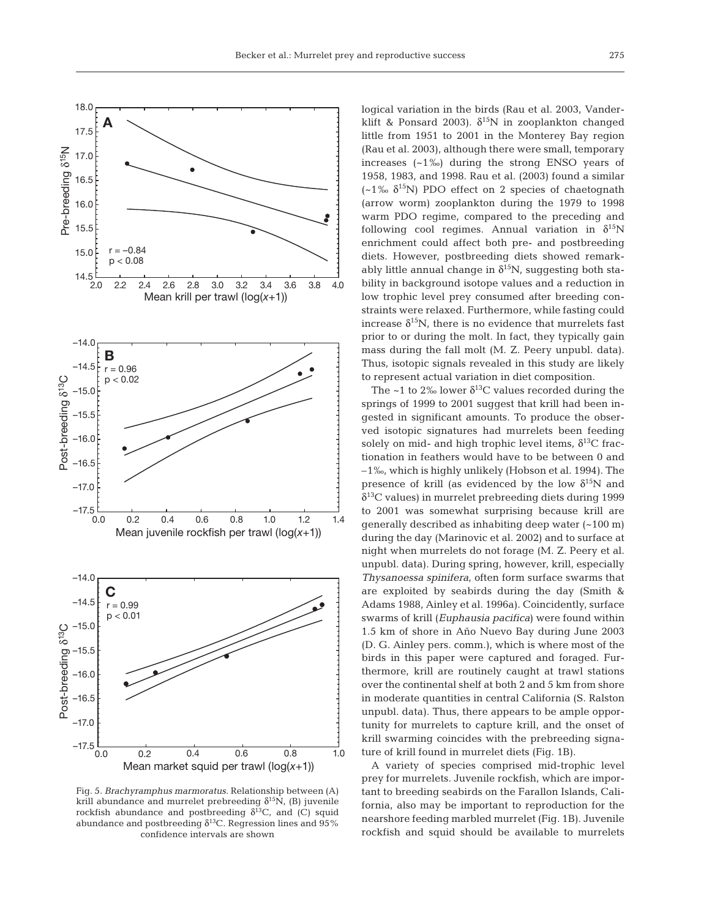Fig. 5. *Brachyramphus marmoratus*. Relationship between (A) krill abundance and murrelet prebreeding $\delta^{15}N$, (B) juvenile rockfish abundance and postbreeding $\delta^{13}C$, and (C) squid abundance and postbreeding $\delta^{13}C$. Regression lines and 95% confidence intervals are shown

logical variation in the birds (Rau et al. 2003, Vanderklift & Ponsard 2003). $\delta^{15}N$ in zooplankton changed little from 1951 to 2001 in the Monterey Bay region (Rau et al. 2003), although there were small, temporary increases (~1‰) during the strong ENSO years of 1958, 1983, and 1998. Rau et al. (2003) found a similar (~1‰ $\delta^{15}N$) PDO effect on 2 species of chaetognath (arrow worm) zooplankton during the 1979 to 1998 warm PDO regime, compared to the preceding and following cool regimes. Annual variation in $\delta^{15}N$ enrichment could affect both pre- and postbreeding diets. However, postbreeding diets showed remarkably little annual change in $\delta^{15}N$, suggesting both stability in background isotope values and a reduction in low trophic level prey consumed after breeding constraints were relaxed. Furthermore, while fasting could increase $\delta^{15}N$, there is no evidence that murrelets fast prior to or during the molt. In fact, they typically gain mass during the fall molt (M. Z. Peery unpubl. data). Thus, isotopic signals revealed in this study are likely to represent actual variation in diet composition.

The ~1 to 2‰ lower $\delta^{13}C$ values recorded during the springs of 1999 to 2001 suggest that krill had been ingested in significant amounts. To produce the observed isotopic signatures had murrelets been feeding solely on mid- and high trophic level items, $\delta^{13}C$ fractionation in feathers would have to be between 0 and −1‰, which is highly unlikely (Hobson et al. 1994). The presence of krill (as evidenced by the low $\delta^{15}N$ and $\delta^{13}C$ values) in murrelet prebreeding diets during 1999 to 2001 was somewhat surprising because krill are generally described as inhabiting deep water (~100 m) during the day (Marinovic et al. 2002) and to surface at night when murrelets do not forage (M. Z. Peery et al. unpubl. data). During spring, however, krill, especially *Thysanoessa spinifera*, often form surface swarms that are exploited by seabirds during the day (Smith & Adams 1988, Ainley et al. 1996a). Coincidently, surface swarms of krill (*Euphausia pacifica*) were found within 1.5 km of shore in Año Nuevo Bay during June 2003 (D. G. Ainley pers. comm.), which is where most of the birds in this paper were captured and foraged. Furthermore, krill are routinely caught at trawl stations over the continental shelf at both 2 and 5 km from shore in moderate quantities in central California (S. Ralston unpubl. data). Thus, there appears to be ample opportunity for murrelets to capture krill, and the onset of krill swarming coincides with the prebreeding signature of krill found in murrelet diets (Fig. 1B).

A variety of species comprised mid-trophic level prey for murrelets. Juvenile rockfish, which are important to breeding seabirds on the Farallon Islands, California, also may be important to reproduction for the nearshore feeding marbled murrelet (Fig. 1B). Juvenile rockfish and squid should be available to murrelets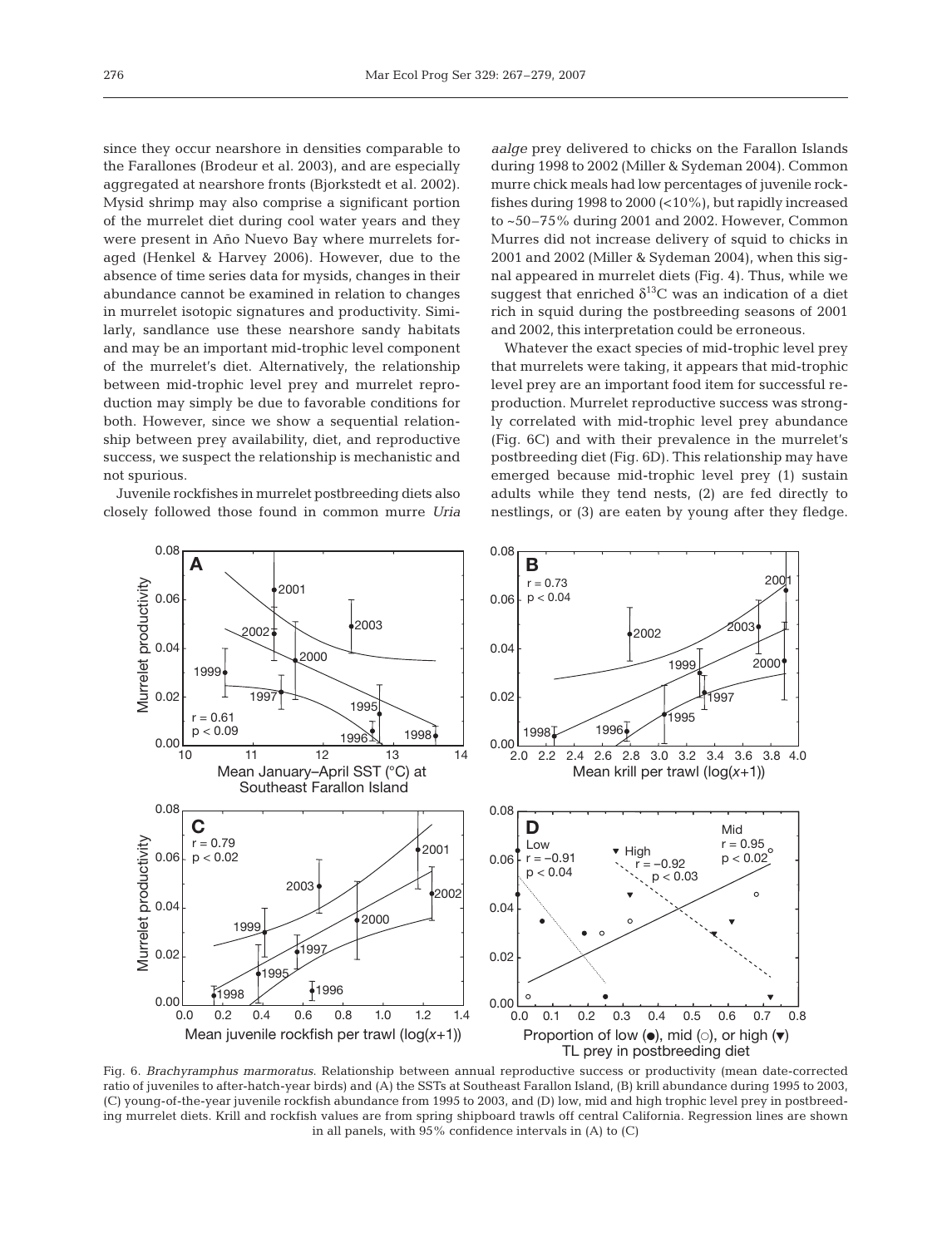since they occur nearshore in densities comparable to the Farallones (Brodeur et al. 2003), and are especially aggregated at nearshore fronts (Bjorkstedt et al. 2002). Mysid shrimp may also comprise a significant portion of the murrelet diet during cool water years and they were present in Año Nuevo Bay where murrelets foraged (Henkel & Harvey 2006). However, due to the absence of time series data for mysids, changes in their abundance cannot be examined in relation to changes in murrelet isotopic signatures and productivity. Similarly, sandlance use these nearshore sandy habitats and may be an important mid-trophic level component of the murrelet's diet. Alternatively, the relationship between mid-trophic level prey and murrelet reproduction may simply be due to favorable conditions for both. However, since we show a sequential relationship between prey availability, diet, and reproductive success, we suspect the relationship is mechanistic and not spurious.

Juvenile rockfishes in murrelet postbreeding diets also closely followed those found in common murre *Uria aalge* prey delivered to chicks on the Farallon Islands during 1998 to 2002 (Miller & Sydeman 2004). Common murre chick meals had low percentages of juvenile rockfishes during 1998 to 2000 (<10%), but rapidly increased to ~50–75% during 2001 and 2002. However, Common Murres did not increase delivery of squid to chicks in 2001 and 2002 (Miller & Sydeman 2004), when this signal appeared in murrelet diets (Fig. 4). Thus, while we suggest that enriched $\delta^{13}C$ was an indication of a diet rich in squid during the postbreeding seasons of 2001 and 2002, this interpretation could be erroneous.

Whatever the exact species of mid-trophic level prey that murrelets were taking, it appears that mid-trophic level prey are an important food item for successful reproduction. Murrelet reproductive success was strongly correlated with mid-trophic level prey abundance (Fig. 6C) and with their prevalence in the murrelet's postbreeding diet (Fig. 6D). This relationship may have emerged because mid-trophic level prey (1) sustain adults while they tend nests, (2) are fed directly to nestlings, or (3) are eaten by young after they fledge.

Fig. 6. *Brachyramphus marmoratus*. Relationship between annual reproductive success or productivity (mean date-corrected ratio of juveniles to after-hatch-year birds) and (A) the SSTs at Southeast Farallon Island, (B) krill abundance during 1995 to 2003, (C) young-of-the-year juvenile rockfish abundance from 1995 to 2003, and (D) low, mid and high trophic level prey in postbreeding murrelet diets. Krill and rockfish values are from spring shipboard trawls off central California. Regression lines are shown in all panels, with 95% confidence intervals in (A) to (C)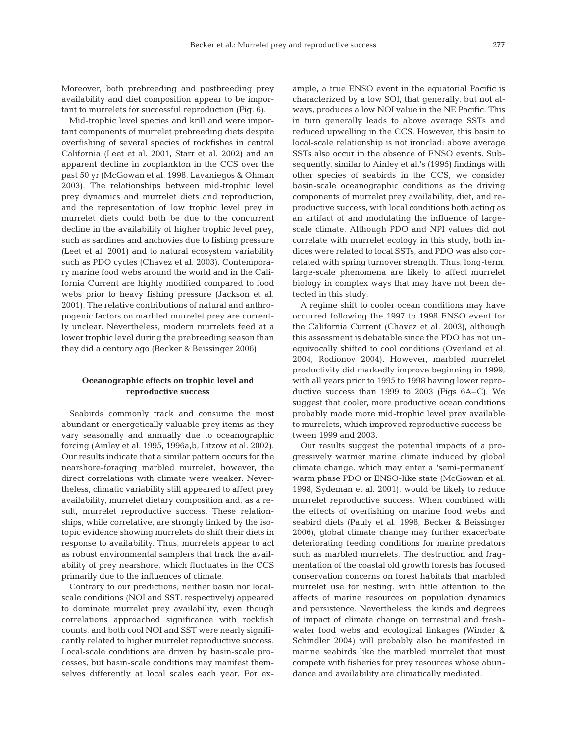Moreover, both prebreeding and postbreeding prey availability and diet composition appear to be important to murrelets for successful reproduction (Fig. 6).

Mid-trophic level species and krill and were important components of murrelet prebreeding diets despite overfishing of several species of rockfishes in central California (Leet et al. 2001, Starr et al. 2002) and an apparent decline in zooplankton in the CCS over the past 50 yr (McGowan et al. 1998, Lavaniegos & Ohman 2003). The relationships between mid-trophic level prey dynamics and murrelet diets and reproduction, and the representation of low trophic level prey in murrelet diets could both be due to the concurrent decline in the availability of higher trophic level prey, such as sardines and anchovies due to fishing pressure (Leet et al. 2001) and to natural ecosystem variability such as PDO cycles (Chavez et al. 2003). Contemporary marine food webs around the world and in the California Current are highly modified compared to food webs prior to heavy fishing pressure (Jackson et al. 2001). The relative contributions of natural and anthropogenic factors on marbled murrelet prey are currently unclear. Nevertheless, modern murrelets feed at a lower trophic level during the prebreeding season than they did a century ago (Becker & Beissinger 2006).

## Oceanographic effects on trophic level and reproductive success

Seabirds commonly track and consume the most abundant or energetically valuable prey items as they vary seasonally and annually due to oceanographic forcing (Ainley et al. 1995, 1996a,b, Litzow et al. 2002). Our results indicate that a similar pattern occurs for the nearshore-foraging marbled murrelet, however, the direct correlations with climate were weaker. Nevertheless, climatic variability still appeared to affect prey availability, murrelet dietary composition and, as a result, murrelet reproductive success. These relationships, while correlative, are strongly linked by the isotopic evidence showing murrelets do shift their diets in response to availability. Thus, murrelets appear to act as robust environmental samplers that track the availability of prey nearshore, which fluctuates in the CCS primarily due to the influences of climate.

Contrary to our predictions, neither basin nor local-scale conditions (NOI and SST, respectively) appeared to dominate murrelet prey availability, even though correlations approached significance with rockfish counts, and both cool NOI and SST were nearly significantly related to higher murrelet reproductive success. Local-scale conditions are driven by basin-scale processes, but basin-scale conditions may manifest themselves differently at local scales each year. For example, a true ENSO event in the equatorial Pacific is characterized by a low SOI, that generally, but not always, produces a low NOI value in the NE Pacific. This in turn generally leads to above average SSTs and reduced upwelling in the CCS. However, this basin to local-scale relationship is not ironclad: above average SSTs also occur in the absence of ENSO events. Subsequently, similar to Ainley et al.'s (1995) findings with other species of seabirds in the CCS, we consider basin-scale oceanographic conditions as the driving components of murrelet prey availability, diet, and reproductive success, with local conditions both acting as an artifact of and modulating the influence of large-scale climate. Although PDO and NPI values did not correlate with murrelet ecology in this study, both indices were related to local SSTs, and PDO was also correlated with spring turnover strength. Thus, long-term, large-scale phenomena are likely to affect murrelet biology in complex ways that may have not been detected in this study.

A regime shift to cooler ocean conditions may have occurred following the 1997 to 1998 ENSO event for the California Current (Chavez et al. 2003), although this assessment is debatable since the PDO has not unequivocally shifted to cool conditions (Overland et al. 2004, Rodionov 2004). However, marbled murrelet productivity did markedly improve beginning in 1999, with all years prior to 1995 to 1998 having lower reproductive success than 1999 to 2003 (Figs 6A–C). We suggest that cooler, more productive ocean conditions probably made more mid-trophic level prey available to murrelets, which improved reproductive success between 1999 and 2003.

Our results suggest the potential impacts of a progressively warmer marine climate induced by global climate change, which may enter a 'semi-permanent' warm phase PDO or ENSO-like state (McGowan et al. 1998, Sydeman et al. 2001), would be likely to reduce murrelet reproductive success. When combined with the effects of overfishing on marine food webs and seabird diets (Pauly et al. 1998, Becker & Beissinger 2006), global climate change may further exacerbate deteriorating feeding conditions for marine predators such as marbled murrelets. The destruction and fragmentation of the coastal old growth forests has focused conservation concerns on forest habitats that marbled murrelet use for nesting, with little attention to the affects of marine resources on population dynamics and persistence. Nevertheless, the kinds and degrees of impact of climate change on terrestrial and freshwater food webs and ecological linkages (Winder & Schindler 2004) will probably also be manifested in marine seabirds like the marbled murrelet that must compete with fisheries for prey resources whose abundance and availability are climatically mediated.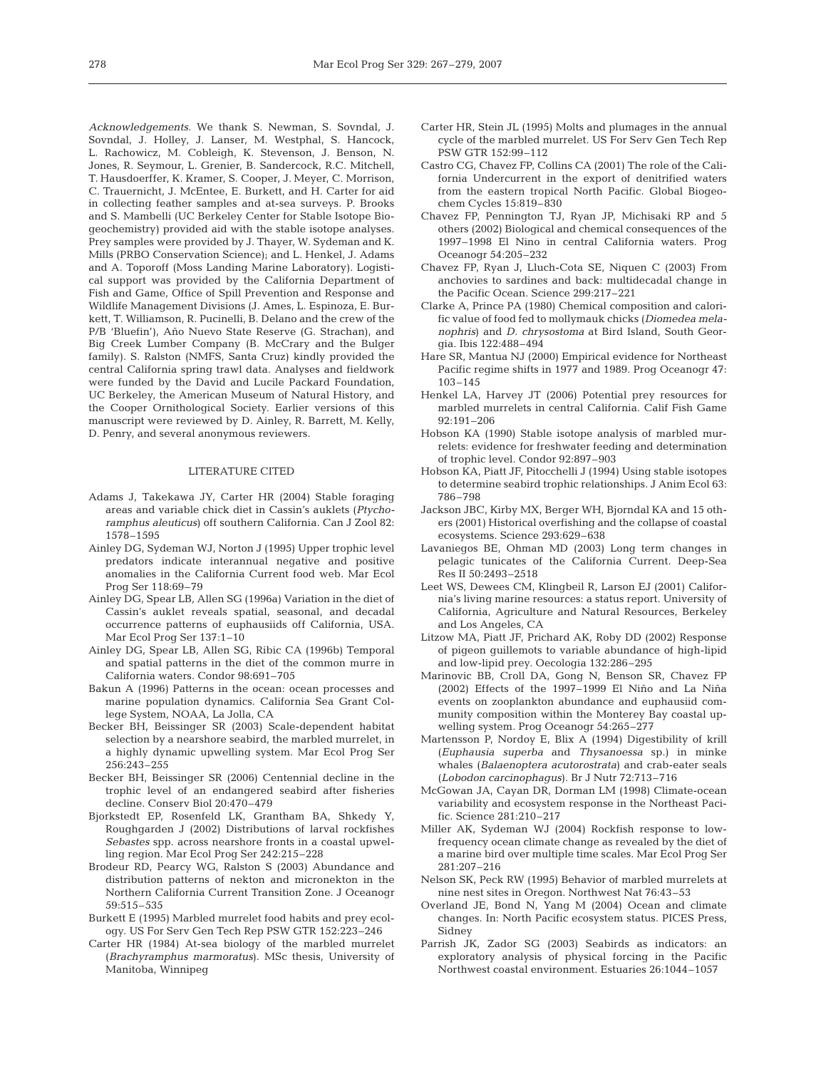*Acknowledgements.* We thank S. Newman, S. Sovndal, J. Sovndal, J. Holley, J. Lanser, M. Westphal, S. Hancock, L. Rachowicz, M. Cobleigh, K. Stevenson, J. Benson, N. Jones, R. Seymour, L. Grenier, B. Sandercock, R.C. Mitchell, T. Hausdoerffer, K. Kramer, S. Cooper, J. Meyer, C. Morrison, C. Trauernicht, J. McEntee, E. Burkett, and H. Carter for aid in collecting feather samples and at-sea surveys. P. Brooks and S. Mambelli (UC Berkeley Center for Stable Isotope Biogeochemistry) provided aid with the stable isotope analyses. Prey samples were provided by J. Thayer, W. Sydeman and K. Mills (PRBO Conservation Science); and L. Henkel, J. Adams and A. Toporoff (Moss Landing Marine Laboratory). Logistical support was provided by the California Department of Fish and Game, Office of Spill Prevention and Response and Wildlife Management Divisions (J. Ames, L. Espinoza, E. Burkett, T. Williamson, R. Pucinelli, B. Delano and the crew of the P/B 'Bluefin'), Año Nuevo State Reserve (G. Strachan), and Big Creek Lumber Company (B. McCrary and the Bulger family). S. Ralston (NMFS, Santa Cruz) kindly provided the central California spring trawl data. Analyses and fieldwork were funded by the David and Lucile Packard Foundation, UC Berkeley, the American Museum of Natural History, and the Cooper Ornithological Society. Earlier versions of this manuscript were reviewed by D. Ainley, R. Barrett, M. Kelly, D. Penry, and several anonymous reviewers.

## LITERATURE CITED

- Adams J, Takekawa JY, Carter HR (2004) Stable foraging areas and variable chick diet in Cassin's auklets (*Ptychoramphus aleuticus*) off southern California. Can J Zool 82: 1578–1595
- Ainley DG, Sydeman WJ, Norton J (1995) Upper trophic level predators indicate interannual negative and positive anomalies in the California Current food web. Mar Ecol Prog Ser 118:69–79
- Ainley DG, Spear LB, Allen SG (1996a) Variation in the diet of Cassin's auklet reveals spatial, seasonal, and decadal occurrence patterns of euphausiids off California, USA. Mar Ecol Prog Ser 137:1–10
- Ainley DG, Spear LB, Allen SG, Ribic CA (1996b) Temporal and spatial patterns in the diet of the common murre in California waters. Condor 98:691–705
- Bakun A (1996) Patterns in the ocean: ocean processes and marine population dynamics. California Sea Grant College System, NOAA, La Jolla, CA
- Becker BH, Beissinger SR (2003) Scale-dependent habitat selection by a nearshore seabird, the marbled murrelet, in a highly dynamic upwelling system. Mar Ecol Prog Ser 256:243–255
- Becker BH, Beissinger SR (2006) Centennial decline in the trophic level of an endangered seabird after fisheries decline. Conserv Biol 20:470–479
- Bjorkstedt EP, Rosenfeld LK, Grantham BA, Shkedy Y, Roughgarden J (2002) Distributions of larval rockfishes *Sebastes* spp. across nearshore fronts in a coastal upwelling region. Mar Ecol Prog Ser 242:215–228
- Brodeur RD, Pearcy WG, Ralston S (2003) Abundance and distribution patterns of nekton and micronekton in the Northern California Current Transition Zone. J Oceanogr 59:515–535
- Burkett E (1995) Marbled murrelet food habits and prey ecology. US For Serv Gen Tech Rep PSW GTR 152:223–246
- Carter HR (1984) At-sea biology of the marbled murrelet (*Brachyramphus marmoratus*). MSc thesis, University of Manitoba, Winnipeg
- Carter HR, Stein JL (1995) Molts and plumages in the annual cycle of the marbled murrelet. US For Serv Gen Tech Rep PSW GTR 152:99–112
- Castro CG, Chavez FP, Collins CA (2001) The role of the California Undercurrent in the export of denitrified waters from the eastern tropical North Pacific. Global Biogeochem Cycles 15:819–830
- Chavez FP, Pennington TJ, Ryan JP, Michisaki RP and 5 others (2002) Biological and chemical consequences of the 1997–1998 El Nino in central California waters. Prog Oceanogr 54:205–232
- Chavez FP, Ryan J, Lluch-Cota SE, Niquen C (2003) From anchovies to sardines and back: multidecadal change in the Pacific Ocean. Science 299:217–221
- Clarke A, Prince PA (1980) Chemical composition and calorific value of food fed to mollymauk chicks (*Diomedea melanophris*) and *D. chrysostoma* at Bird Island, South Georgia. Ibis 122:488–494
- Hare SR, Mantua NJ (2000) Empirical evidence for Northeast Pacific regime shifts in 1977 and 1989. Prog Oceanogr 47: 103–145
- Henkel LA, Harvey JT (2006) Potential prey resources for marbled murrelets in central California. Calif Fish Game 92:191–206
- Hobson KA (1990) Stable isotope analysis of marbled murrelets: evidence for freshwater feeding and determination of trophic level. Condor 92:897–903
- Hobson KA, Piatt JF, Pitocchelli J (1994) Using stable isotopes to determine seabird trophic relationships. J Anim Ecol 63: 786–798
- Jackson JBC, Kirby MX, Berger WH, Bjorndal KA and 15 others (2001) Historical overfishing and the collapse of coastal ecosystems. Science 293:629–638
- Lavaniegos BE, Ohman MD (2003) Long term changes in pelagic tunicates of the California Current. Deep-Sea Res II 50:2493–2518
- Leet WS, Dewees CM, Klingbeil R, Larson EJ (2001) California's living marine resources: a status report. University of California, Agriculture and Natural Resources, Berkeley and Los Angeles, CA
- Litzow MA, Piatt JF, Prichard AK, Roby DD (2002) Response of pigeon guillemots to variable abundance of high-lipid and low-lipid prey. Oecologia 132:286–295
- Marinovic BB, Croll DA, Gong N, Benson SR, Chavez FP (2002) Effects of the 1997–1999 El Niño and La Niña events on zooplankton abundance and euphausiid community composition within the Monterey Bay coastal upwelling system. Prog Oceanogr 54:265–277
- Martensson P, Nordoy E, Blix A (1994) Digestibility of krill (*Euphausia superba* and *Thysanoessa* sp.) in minke whales (*Balaenoptera acutorostrata*) and crab-eater seals (*Lobodon carcinophagus*). Br J Nutr 72:713–716
- McGowan JA, Cayan DR, Dorman LM (1998) Climate-ocean variability and ecosystem response in the Northeast Pacific. Science 281:210–217
- Miller AK, Sydeman WJ (2004) Rockfish response to low-frequency ocean climate change as revealed by the diet of a marine bird over multiple time scales. Mar Ecol Prog Ser 281:207–216
- Nelson SK, Peck RW (1995) Behavior of marbled murrelets at nine nest sites in Oregon. Northwest Nat 76:43–53
- Overland JE, Bond N, Yang M (2004) Ocean and climate changes. In: North Pacific ecosystem status. PICES Press, Sidney
- Parrish JK, Zador SG (2003) Seabirds as indicators: an exploratory analysis of physical forcing in the Pacific Northwest coastal environment. Estuaries 26:1044–1057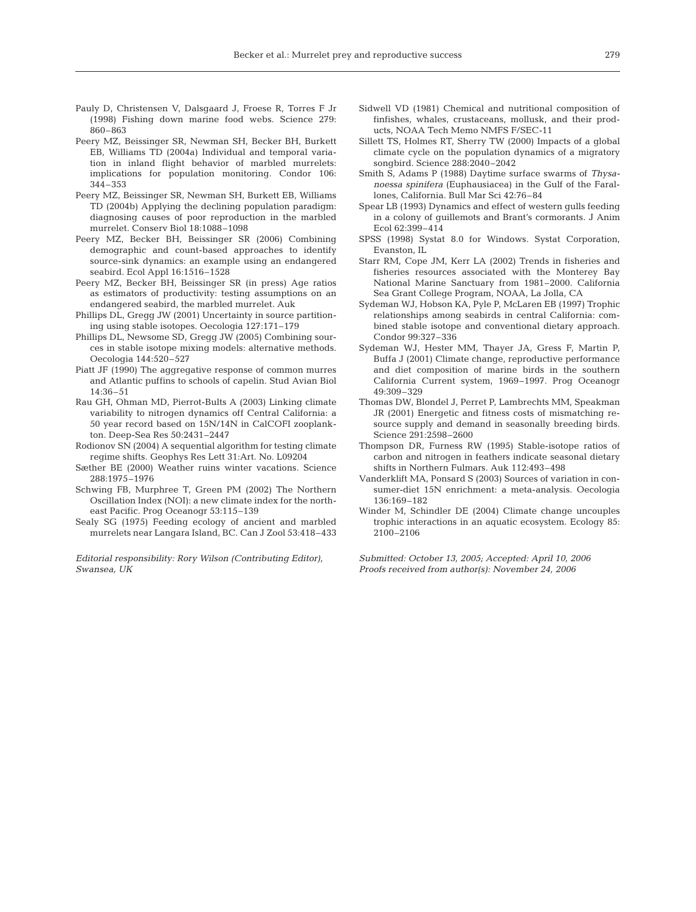Pauly D, Christensen V, Dalsgaard J, Froese R, Torres F Jr (1998) Fishing down marine food webs. Science 279: 860–863

Peery MZ, Beissinger SR, Newman SH, Becker BH, Burkett EB, Williams TD (2004a) Individual and temporal variation in inland flight behavior of marbled murrelets: implications for population monitoring. Condor 106: 344–353

Peery MZ, Beissinger SR, Newman SH, Burkett EB, Williams TD (2004b) Applying the declining population paradigm: diagnosing causes of poor reproduction in the marbled murrelet. Conserv Biol 18:1088–1098

Peery MZ, Becker BH, Beissinger SR (2006) Combining demographic and count-based approaches to identify source-sink dynamics: an example using an endangered seabird. Ecol Appl 16:1516–1528

Peery MZ, Becker BH, Beissinger SR (in press) Age ratios as estimators of productivity: testing assumptions on an endangered seabird, the marbled murrelet. Auk

Phillips DL, Gregg JW (2001) Uncertainty in source partitioning using stable isotopes. Oecologia 127:171–179

Phillips DL, Newsome SD, Gregg JW (2005) Combining sources in stable isotope mixing models: alternative methods. Oecologia 144:520–527

Piatt JF (1990) The aggregative response of common murres and Atlantic puffins to schools of capelin. Stud Avian Biol 14:36–51

Rau GH, Ohman MD, Pierrot-Bults A (2003) Linking climate variability to nitrogen dynamics off Central California: a 50 year record based on 15N/14N in CalCOFI zooplankton. Deep-Sea Res 50:2431–2447

Rodionov SN (2004) A sequential algorithm for testing climate regime shifts. Geophys Res Lett 31:Art. No. L09204

Sæther BE (2000) Weather ruins winter vacations. Science 288:1975–1976

Schwing FB, Murphree T, Green PM (2002) The Northern Oscillation Index (NOI): a new climate index for the northeast Pacific. Prog Oceanogr 53:115–139

Sealy SG (1975) Feeding ecology of ancient and marbled murrelets near Langara Island, BC. Can J Zool 53:418–433

Sidwell VD (1981) Chemical and nutritional composition of finfishes, whales, crustaceans, mollusk, and their products, NOAA Tech Memo NMFS F/SEC-11

Sillett TS, Holmes RT, Sherry TW (2000) Impacts of a global climate cycle on the population dynamics of a migratory songbird. Science 288:2040–2042

Smith S, Adams P (1988) Daytime surface swarms of *Thysanoessa spinifera* (Euphausiacea) in the Gulf of the Farallones, California. Bull Mar Sci 42:76–84

Spear LB (1993) Dynamics and effect of western gulls feeding in a colony of guillemots and Brant's cormorants. J Anim Ecol 62:399–414

SPSS (1998) Systat 8.0 for Windows. Systat Corporation, Evanston, IL

Starr RM, Cope JM, Kerr LA (2002) Trends in fisheries and fisheries resources associated with the Monterey Bay National Marine Sanctuary from 1981–2000. California Sea Grant College Program, NOAA, La Jolla, CA

Sydeman WJ, Hobson KA, Pyle P, McLaren EB (1997) Trophic relationships among seabirds in central California: combined stable isotope and conventional dietary approach. Condor 99:327–336

Sydeman WJ, Hester MM, Thayer JA, Gress F, Martin P, Buffa J (2001) Climate change, reproductive performance and diet composition of marine birds in the southern California Current system, 1969–1997. Prog Oceanogr 49:309–329

Thomas DW, Blondel J, Perret P, Lambrechts MM, Speakman JR (2001) Energetic and fitness costs of mismatching resource supply and demand in seasonally breeding birds. Science 291:2598–2600

Thompson DR, Furness RW (1995) Stable-isotope ratios of carbon and nitrogen in feathers indicate seasonal dietary shifts in Northern Fulmars. Auk 112:493–498

Vanderklift MA, Ponsard S (2003) Sources of variation in consumer-diet 15N enrichment: a meta-analysis. Oecologia 136:169–182

Winder M, Schindler DE (2004) Climate change uncouples trophic interactions in an aquatic ecosystem. Ecology 85: 2100–2106

*Editorial responsibility: Rory Wilson (Contributing Editor), Swansea, UK*

*Submitted: October 13, 2005; Accepted: April 10, 2006*
*Proofs received from author(s): November 24, 2006*